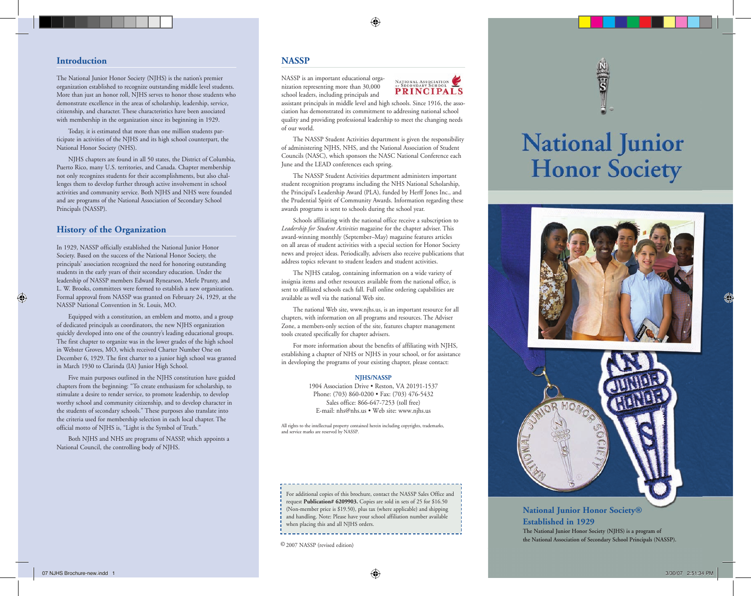## Introduction

The National Junior Honor Society (NJHS) is the nation's premier organization established to recognize outstanding middle level students. More than just an honor roll, NJHS serves to honor those students who demonstrate excellence in the areas of scholarship, leadership, service, citizenship, and character. These characteristics have been associated with membership in the organization since its beginning in 1929.

Today, it is estimated that more than one million students participate in activities of the NJHS and its high school counterpart, the National Honor Society (NHS).

NJHS chapters are found in all 50 states, the District of Columbia, Puerto Rico, many U.S. territories, and Canada. Chapter membership not only recognizes students for their accomplishments, but also challenges them to develop further through active involvement in school activities and community service. Both NJHS and NHS were founded and are programs of the National Association of Secondary School Principals (NASSP).

## History of the Organization

In 1929, NASSP officially established the National Junior Honor Society. Based on the success of the National Honor Society, the principals' association recognized the need for honoring outstanding students in the early years of their secondary education. Under the leadership of NASSP members Edward Rynearson, Merle Prunty, and L. W. Brooks, committees were formed to establish a new organization. Formal approval from NASSP was granted on February 24, 1929, at the NASSP National Convention in St. Louis, MO.

Equipped with a constitution, an emblem and motto, and a group of dedicated principals as coordinators, the new NJHS organization quickly developed into one of the country's leading educational groups. The first chapter to organize was in the lower grades of the high school in Webster Groves, MO, which received Charter Number One on December 6, 1929. The first charter to a junior high school was granted in March 1930 to Clarinda (IA) Junior High School.

Five main purposes outlined in the NJHS constitution have guided chapters from the beginning: "To create enthusiasm for scholarship, to stimulate a desire to render service, to promote leadership, to develop worthy school and community citizenship, and to develop character in the students of secondary schools." These purposes also translate into the criteria used for membership selection in each local chapter. The official motto of NJHS is, "Light is the Symbol of Truth."

Both NJHS and NHS are programs of NASSP, which appoints a National Council, the controlling body of NJHS.

## NASSP

NASSP is an important educational organization representing more than 30,000 school leaders, including principals and assistant principals in middle level and high schools. Since 1916, the association has demonstrated its commitment to addressing national school quality and providing professional leadership to meet the changing needs of our world.

The NASSP Student Activities department is given the responsibility of administering NJHS, NHS, and the National Association of Student Councils (NASC), which sponsors the NASC National Conference each June and the LEAD conferences each spring.

The NASSP Student Activities department administers important student recognition programs including the NHS National Scholarship, the Principal's Leadership Award (PLA), funded by Herff Jones Inc., and the Prudential Spirit of Community Awards. Information regarding these awards programs is sent to schools during the school year.

Schools affiliating with the national office receive a subscription to *Leadership for Student Activities* magazine for the chapter adviser. This award-winning monthly (September–May) magazine features articles on all areas of student activities with a special section for Honor Society news and project ideas. Periodically, advisers also receive publications that address topics relevant to student leaders and student activities.

The NJHS catalog, containing information on a wide variety of insignia items and other resources available from the national office, is sent to affiliated schools each fall. Full online ordering capabilities are available as well via the national Web site.

The national Web site, www.njhs.us, is an important resource for all chapters, with information on all programs and resources. The Adviser Zone, a members-only section of the site, features chapter management tools created specifically for chapter advisers.

For more information about the benefits of affiliating with NJHS, establishing a chapter of NHS or NJHS in your school, or for assistance in developing the programs of your existing chapter, please contact:

**NJHS/NASSP**
1904 Association Drive • Reston, VA 20191-1537
Phone: (703) 860-0200 • Fax: (703) 476-5432
Sales office: 866-647-7253 (toll free)
E-mail: nhs@nhs.us • Web site: www.njhs.us

All rights to the intellectual property contained herein including copyrights, trademarks, and service marks are reserved by NASSP.

For additional copies of this brochure, contact the NASSP Sales Office and request **Publication# 6209903.** Copies are sold in sets of 25 for $16.50 (Non-member price is $19.50), plus tax (where applicable) and shipping and handling. Note: Please have your school affiliation number available when placing this and all NJHS orders.

© 2007 NASSP (revised edition)

# National Junior Honor Society

**National Junior Honor Society®**
**Established in 1929**

**The National Junior Honor Society (NJHS) is a program of the National Association of Secondary School Principals (NASSP).**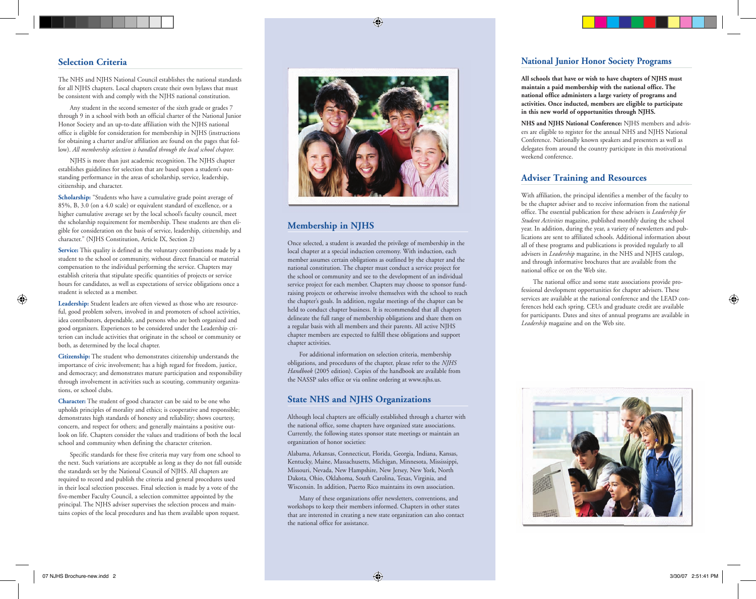## Selection Criteria

The NHS and NJHS National Council establishes the national standards for all NJHS chapters. Local chapters create their own bylaws that must be consistent with and comply with the NJHS national constitution.

Any student in the second semester of the sixth grade or grades 7 through 9 in a school with both an official charter of the National Junior Honor Society and an up-to-date affiliation with the NJHS national office is eligible for consideration for membership in NJHS (instructions for obtaining a charter and/or affiliation are found on the pages that follow). *All membership selection is handled through the local school chapter.*

NJHS is more than just academic recognition. The NJHS chapter establishes guidelines for selection that are based upon a student's outstanding performance in the areas of scholarship, service, leadership, citizenship, and character.

**Scholarship:** "Students who have a cumulative grade point average of 85%, B, 3.0 (on a 4.0 scale) or equivalent standard of excellence, or a higher cumulative average set by the local school's faculty council, meet the scholarship requirement for membership. These students are then eligible for consideration on the basis of service, leadership, citizenship, and character." (NJHS Constitution, Article IX, Section 2)

**Service:** This quality is defined as the voluntary contributions made by a student to the school or community, without direct financial or material compensation to the individual performing the service. Chapters may establish criteria that stipulate specific quantities of projects or service hours for candidates, as well as expectations of service obligations once a student is selected as a member.

**Leadership:** Student leaders are often viewed as those who are resourceful, good problem solvers, involved in and promoters of school activities, idea contributors, dependable, and persons who are both organized and good organizers. Experiences to be considered under the Leadership criterion can include activities that originate in the school or community or both, as determined by the local chapter.

**Citizenship:** The student who demonstrates citizenship understands the importance of civic involvement; has a high regard for freedom, justice, and democracy; and demonstrates mature participation and responsibility through involvement in activities such as scouting, community organizations, or school clubs.

**Character:** The student of good character can be said to be one who upholds principles of morality and ethics; is cooperative and responsible; demonstrates high standards of honesty and reliability; shows courtesy, concern, and respect for others; and generally maintains a positive outlook on life. Chapters consider the values and traditions of both the local school and community when defining the character criterion.

Specific standards for these five criteria may vary from one school to the next. Such variations are acceptable as long as they do not fall outside the standards set by the National Council of NJHS. All chapters are required to record and publish the criteria and general procedures used in their local selection processes. Final selection is made by a vote of the five-member Faculty Council, a selection committee appointed by the principal. The NJHS adviser supervises the selection process and maintains copies of the local procedures and has them available upon request.

## Membership in NJHS

Once selected, a student is awarded the privilege of membership in the local chapter at a special induction ceremony. With induction, each member assumes certain obligations as outlined by the chapter and the national constitution. The chapter must conduct a service project for the school or community and see to the development of an individual service project for each member. Chapters may choose to sponsor fund-raising projects or otherwise involve themselves with the school to reach the chapter's goals. In addition, regular meetings of the chapter can be held to conduct chapter business. It is recommended that all chapters delineate the full range of membership obligations and share them on a regular basis with all members and their parents. All active NJHS chapter members are expected to fulfill these obligations and support chapter activities.

For additional information on selection criteria, membership obligations, and procedures of the chapter, please refer to the *NJHS Handbook* (2005 edition). Copies of the handbook are available from the NASSP sales office or via online ordering at www.njhs.us.

## State NHS and NJHS Organizations

Although local chapters are officially established through a charter with the national office, some chapters have organized state associations. Currently, the following states sponsor state meetings or maintain an organization of honor societies:

Alabama, Arkansas, Connecticut, Florida, Georgia, Indiana, Kansas, Kentucky, Maine, Massachusetts, Michigan, Minnesota, Mississippi, Missouri, Nevada, New Hampshire, New Jersey, New York, North Dakota, Ohio, Oklahoma, South Carolina, Texas, Virginia, and Wisconsin. In addition, Puerto Rico maintains its own association.

Many of these organizations offer newsletters, conventions, and workshops to keep their members informed. Chapters in other states that are interested in creating a new state organization can also contact the national office for assistance.

## National Junior Honor Society Programs

**All schools that have or wish to have chapters of NJHS must maintain a paid membership with the national office. The national office administers a large variety of programs and activities. Once inducted, members are eligible to participate in this new world of opportunities through NJHS.**

**NHS and NJHS National Conference:** NJHS members and advisers are eligible to register for the annual NHS and NJHS National Conference. Nationally known speakers and presenters as well as delegates from around the country participate in this motivational weekend conference.

## Adviser Training and Resources

With affiliation, the principal identifies a member of the faculty to be the chapter adviser and to receive information from the national office. The essential publication for these advisers is *Leadership for Student Activities* magazine, published monthly during the school year. In addition, during the year, a variety of newsletters and publications are sent to affiliated schools. Additional information about all of these programs and publications is provided regularly to all advisers in *Leadership* magazine, in the NHS and NJHS catalogs, and through informative brochures that are available from the national office or on the Web site.

The national office and some state associations provide professional development opportunities for chapter advisers. These services are available at the national conference and the LEAD conferences held each spring. CEUs and graduate credit are available for participants. Dates and sites of annual programs are available in *Leadership* magazine and on the Web site.